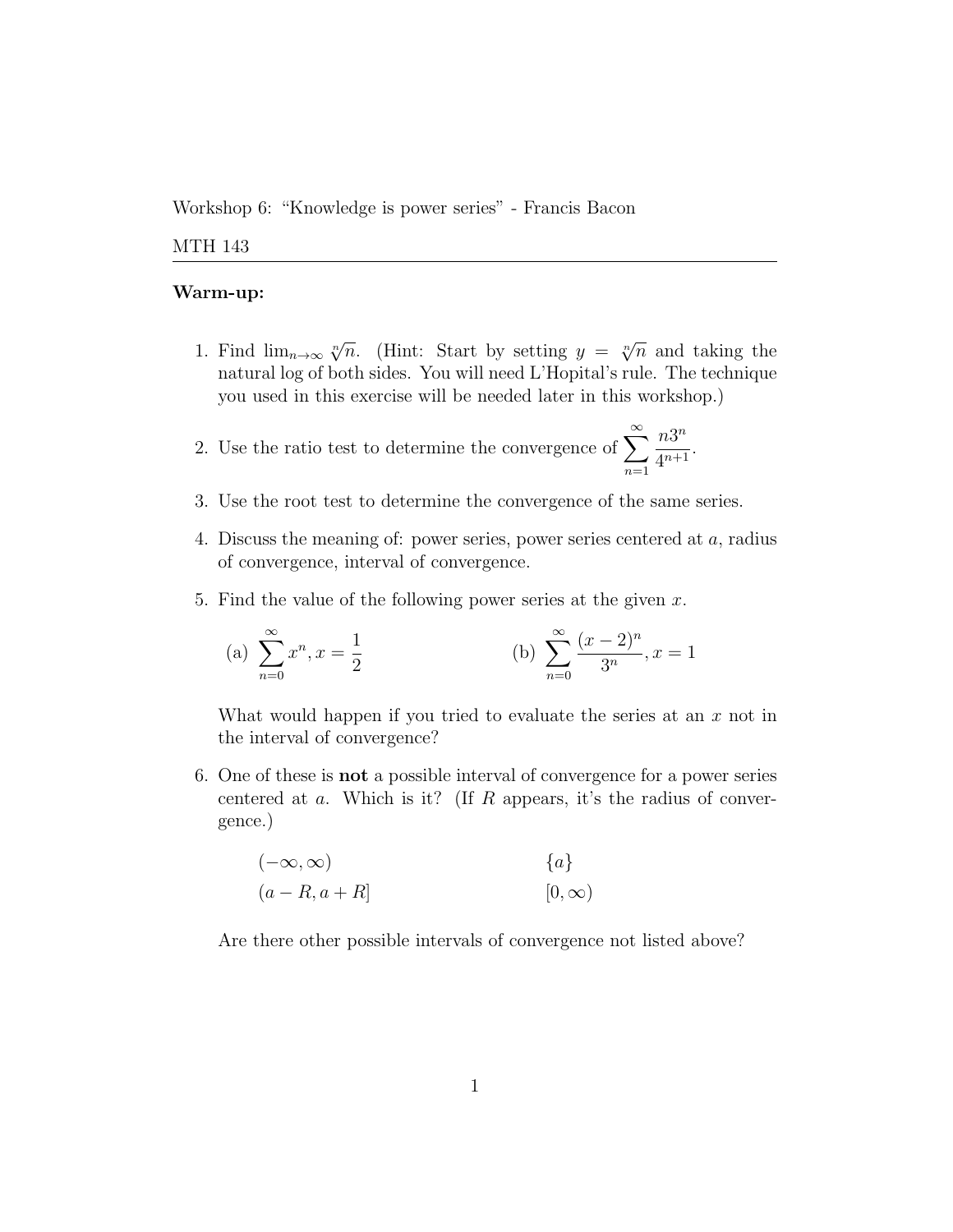Workshop 6: "Knowledge is power series" - Francis Bacon

MTH 143

**Warm-up:**

1. Find $\lim_{n\to\infty} \sqrt[n]{n}$. (Hint: Start by setting $y = \sqrt[n]{n}$ and taking the natural log of both sides. You will need L'Hopital's rule. The technique you used in this exercise will be needed later in this workshop.)

2. Use the ratio test to determine the convergence of $\displaystyle\sum_{n=1}^{\infty} \frac{n3^n}{4^{n+1}}$.

3. Use the root test to determine the convergence of the same series.

4. Discuss the meaning of: power series, power series centered at $a$, radius of convergence, interval of convergence.

5. Find the value of the following power series at the given $x$.

   (a) $\displaystyle\sum_{n=0}^{\infty} x^n, x = \frac{1}{2}$

   (b) $\displaystyle\sum_{n=0}^{\infty} \frac{(x-2)^n}{3^n}, x = 1$

   What would happen if you tried to evaluate the series at an $x$ not in the interval of convergence?

6. One of these is **not** a possible interval of convergence for a power series centered at $a$. Which is it? (If $R$ appears, it's the radius of convergence.)

   $(-\infty, \infty)$ $\qquad$ $\{a\}$

   $(a - R, a + R]$ $\qquad$ $[0, \infty)$

   Are there other possible intervals of convergence not listed above?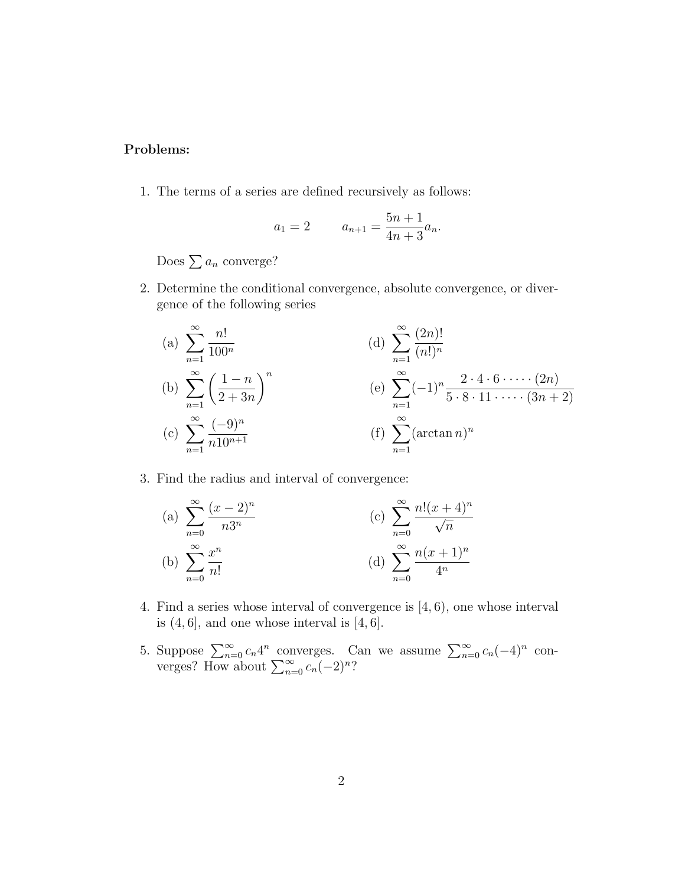**Problems:**

1. The terms of a series are defined recursively as follows:

$$a_1 = 2 \qquad a_{n+1} = \frac{5n+1}{4n+3}a_n.$$

   Does $\sum a_n$ converge?

2. Determine the conditional convergence, absolute convergence, or divergence of the following series

   (a) $\displaystyle\sum_{n=1}^{\infty} \frac{n!}{100^n}$

   (b) $\displaystyle\sum_{n=1}^{\infty} \left(\frac{1-n}{2+3n}\right)^n$

   (c) $\displaystyle\sum_{n=1}^{\infty} \frac{(-9)^n}{n10^{n+1}}$

   (d) $\displaystyle\sum_{n=1}^{\infty} \frac{(2n)!}{(n!)^n}$

   (e) $\displaystyle\sum_{n=1}^{\infty} (-1)^n \frac{2 \cdot 4 \cdot 6 \cdot \dots \cdot (2n)}{5 \cdot 8 \cdot 11 \cdot \dots \cdot (3n+2)}$

   (f) $\displaystyle\sum_{n=1}^{\infty} (\arctan n)^n$

3. Find the radius and interval of convergence:

   (a) $\displaystyle\sum_{n=0}^{\infty} \frac{(x-2)^n}{n3^n}$

   (b) $\displaystyle\sum_{n=0}^{\infty} \frac{x^n}{n!}$

   (c) $\displaystyle\sum_{n=0}^{\infty} \frac{n!(x+4)^n}{\sqrt{n}}$

   (d) $\displaystyle\sum_{n=0}^{\infty} \frac{n(x+1)^n}{4^n}$

4. Find a series whose interval of convergence is $[4, 6)$, one whose interval is $(4, 6]$, and one whose interval is $[4, 6]$.

5. Suppose $\sum_{n=0}^{\infty} c_n 4^n$ converges. Can we assume $\sum_{n=0}^{\infty} c_n(-4)^n$ converges? How about $\sum_{n=0}^{\infty} c_n(-2)^n$?